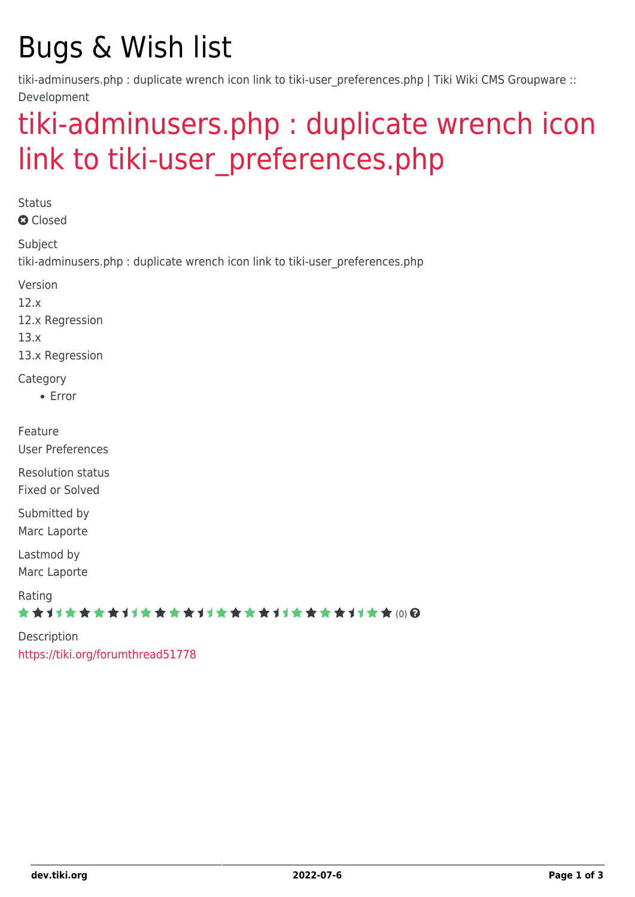# Bugs & Wish list

tiki-adminusers.php : duplicate wrench icon link to tiki-user_preferences.php | Tiki Wiki CMS Groupware :: Development

## tiki-adminusers.php : duplicate wrench icon link to tiki-user_preferences.php

Status

Closed

Subject

tiki-adminusers.php : duplicate wrench icon link to tiki-user_preferences.php

Version

12.x

12.x Regression

13.x

13.x Regression

Category

- Error

Feature

User Preferences

Resolution status

Fixed or Solved

Submitted by

Marc Laporte

Lastmod by

Marc Laporte

Rating

(0)

Description

https://tiki.org/forumthread51778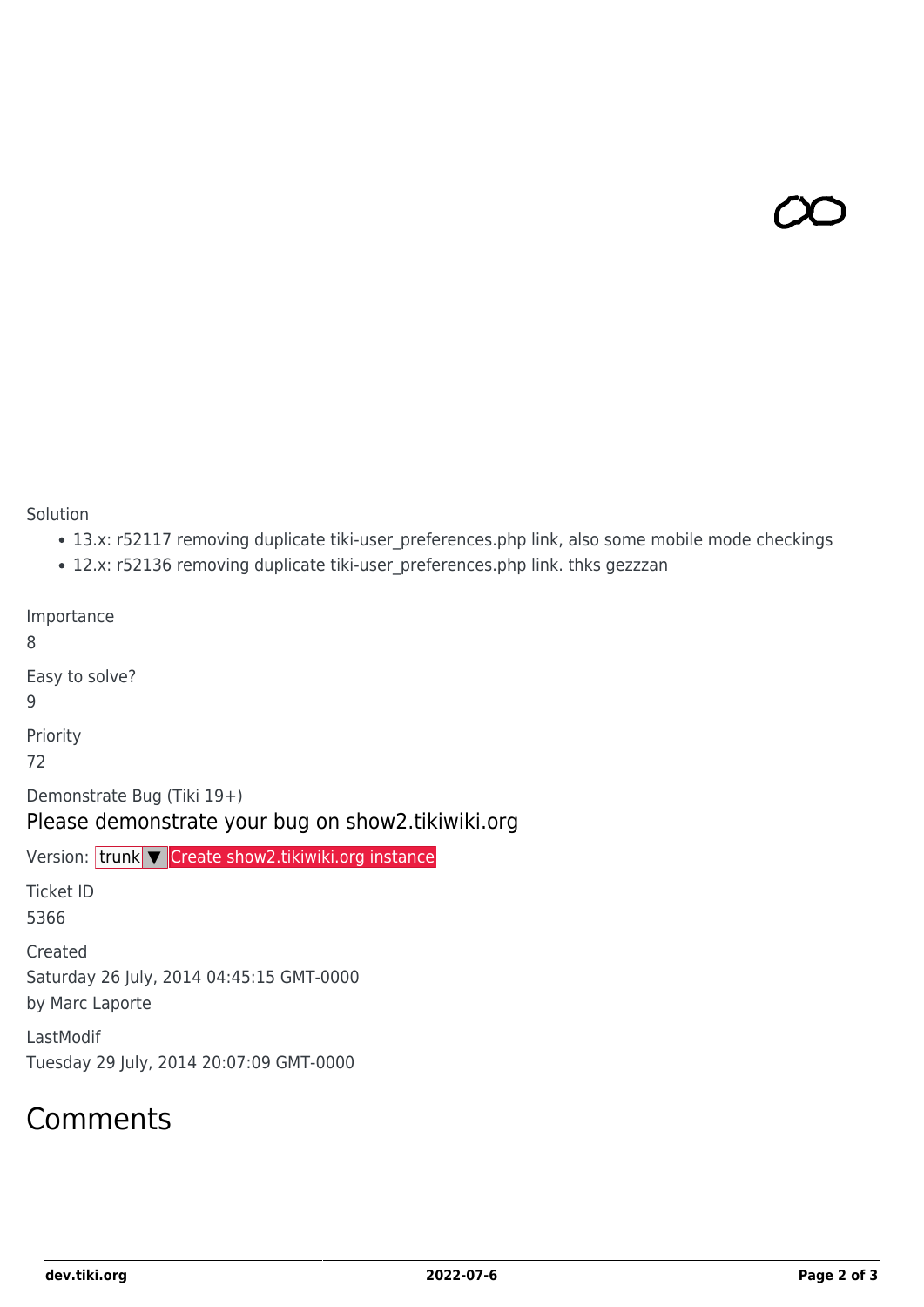Solution

- 13.x: r52117 removing duplicate tiki-user_preferences.php link, also some mobile mode checkings
- 12.x: r52136 removing duplicate tiki-user_preferences.php link. thks gezzzan

Importance

8

Easy to solve?

9

Priority

72

Demonstrate Bug (Tiki 19+)

Please demonstrate your bug on show2.tikiwiki.org

Version: trunk ▼ Create show2.tikiwiki.org instance

Ticket ID

5366

Created

Saturday 26 July, 2014 04:45:15 GMT-0000

by Marc Laporte

LastModif

Tuesday 29 July, 2014 20:07:09 GMT-0000

# Comments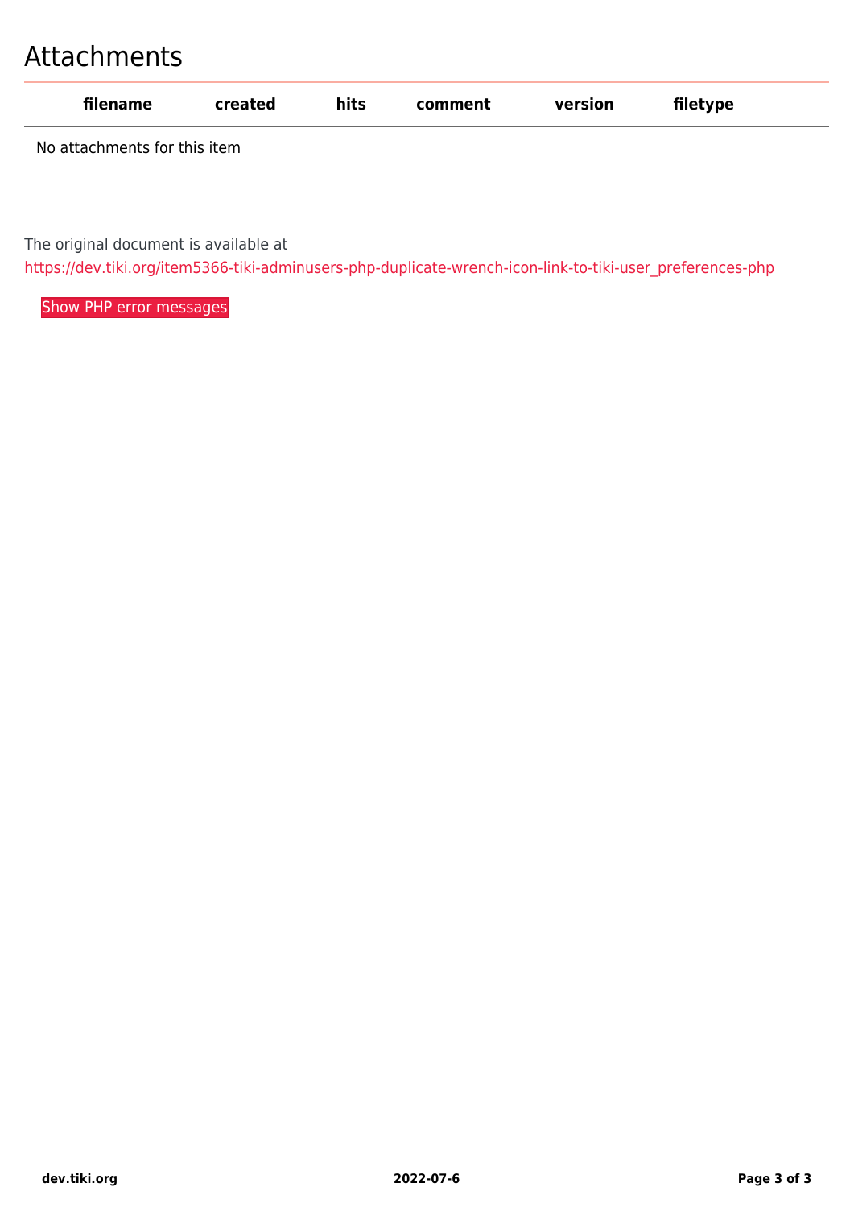# Attachments

| filename | created | hits | comment | version | filetype |
| --- | --- | --- | --- | --- | --- |

No attachments for this item

The original document is available at
https://dev.tiki.org/item5366-tiki-adminusers-php-duplicate-wrench-icon-link-to-tiki-user_preferences-php

Show PHP error messages